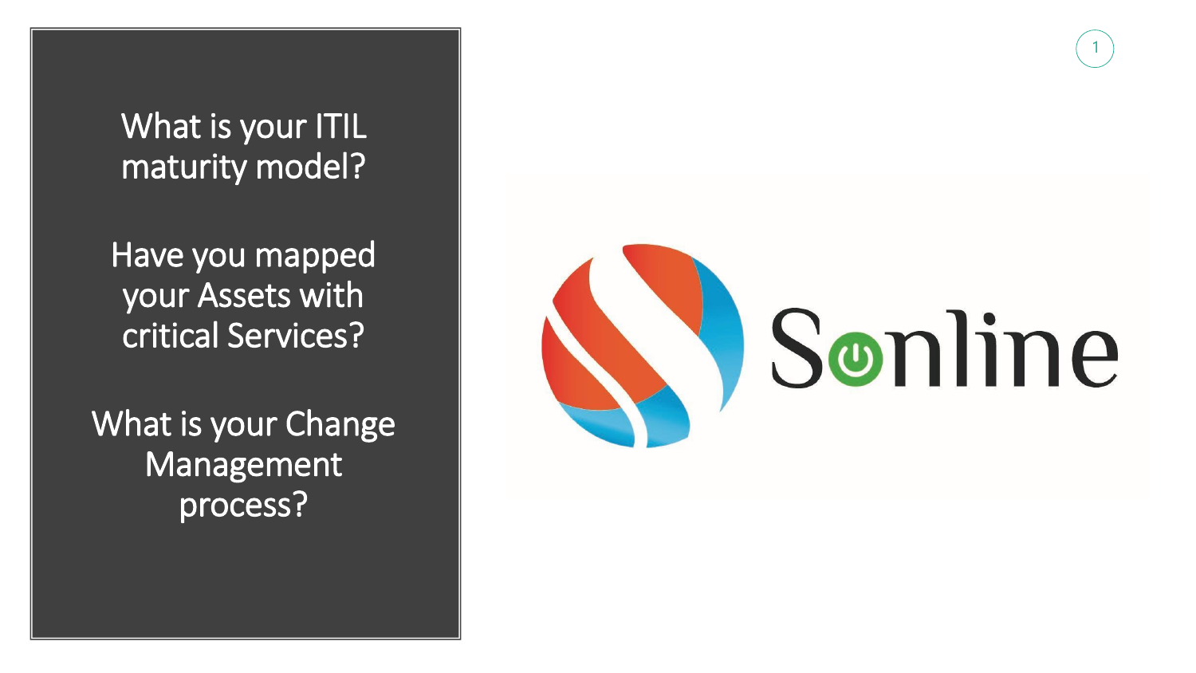What is your ITIL maturity model?

Have you mapped your Assets with critical Services?

What is your Change Management process?

Sonline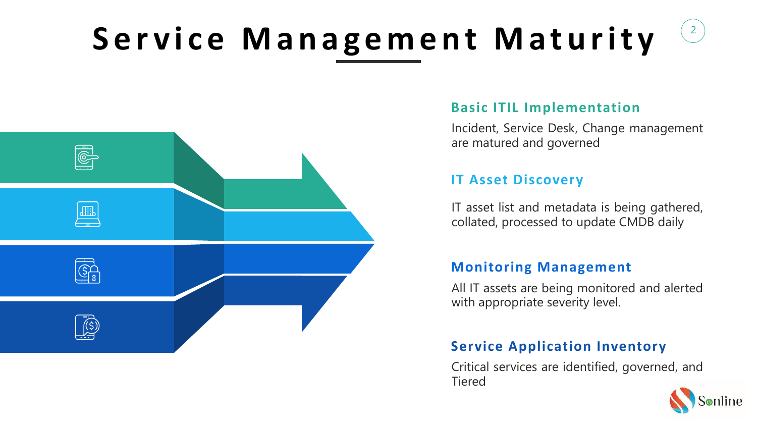# Service Management Maturity

### Basic ITIL Implementation

Incident, Service Desk, Change management are matured and governed

### IT Asset Discovery

IT asset list and metadata is being gathered, collated, processed to update CMDB daily

### Monitoring Management

All IT assets are being monitored and alerted with appropriate severity level.

### Service Application Inventory

Critical services are identified, governed, and Tiered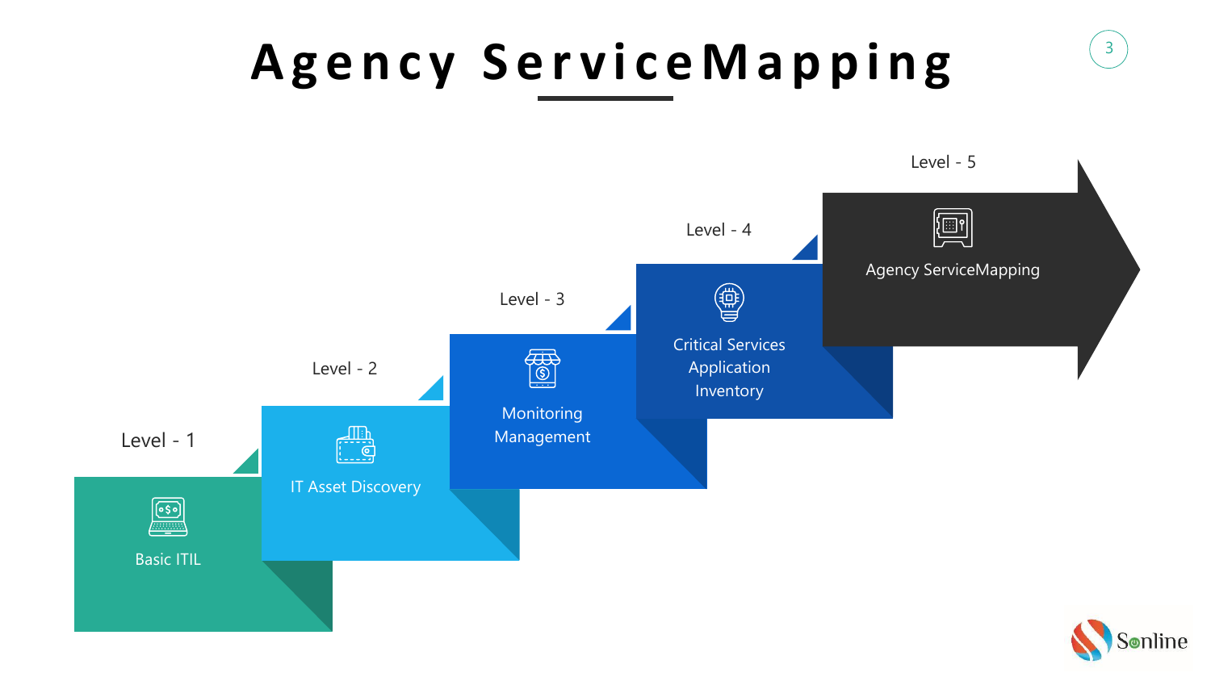# Agency ServiceMapping

- **Level - 1**: Basic ITIL
- **Level - 2**: IT Asset Discovery
- **Level - 3**: Monitoring Management
- **Level - 4**: Critical Services Application Inventory
- **Level - 5**: Agency ServiceMapping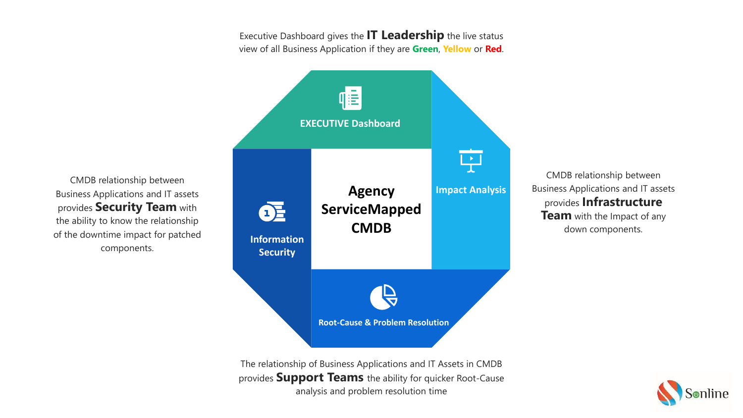Executive Dashboard gives the **IT Leadership** the live status view of all Business Application if they are **Green**, **Yellow** or **Red**.

**EXECUTIVE Dashboard**

CMDB relationship between Business Applications and IT assets provides **Security Team** with the ability to know the relationship of the downtime impact for patched components.

**Information Security**

# Agency ServiceMapped CMDB

**Impact Analysis**

CMDB relationship between Business Applications and IT assets provides **Infrastructure Team** with the Impact of any down components.

**Root-Cause & Problem Resolution**

The relationship of Business Applications and IT Assets in CMDB provides **Support Teams** the ability for quicker Root-Cause analysis and problem resolution time

Sonline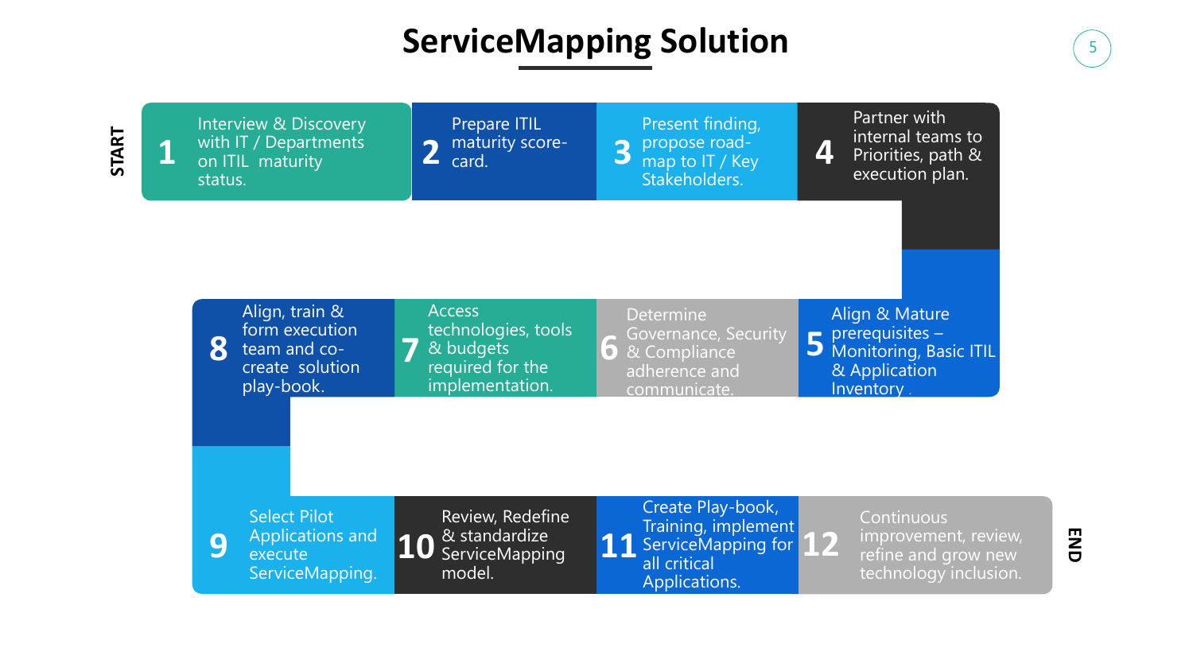# ServiceMapping Solution

START

1. Interview & Discovery with IT / Departments on ITIL maturity status.
2. Prepare ITIL maturity score-card.
3. Present finding, propose road-map to IT / Key Stakeholders.
4. Partner with internal teams to Priorities, path & execution plan.
5. Align & Mature prerequisites – Monitoring, Basic ITIL & Application Inventory .
6. Determine Governance, Security & Compliance adherence and communicate.
7. Access technologies, tools & budgets required for the implementation.
8. Align, train & form execution team and co-create solution play-book.
9. Select Pilot Applications and execute ServiceMapping.
10. Review, Redefine & standardize ServiceMapping model.
11. Create Play-book, Training, implement ServiceMapping for all critical Applications.
12. Continuous improvement, review, refine and grow new technology inclusion.

END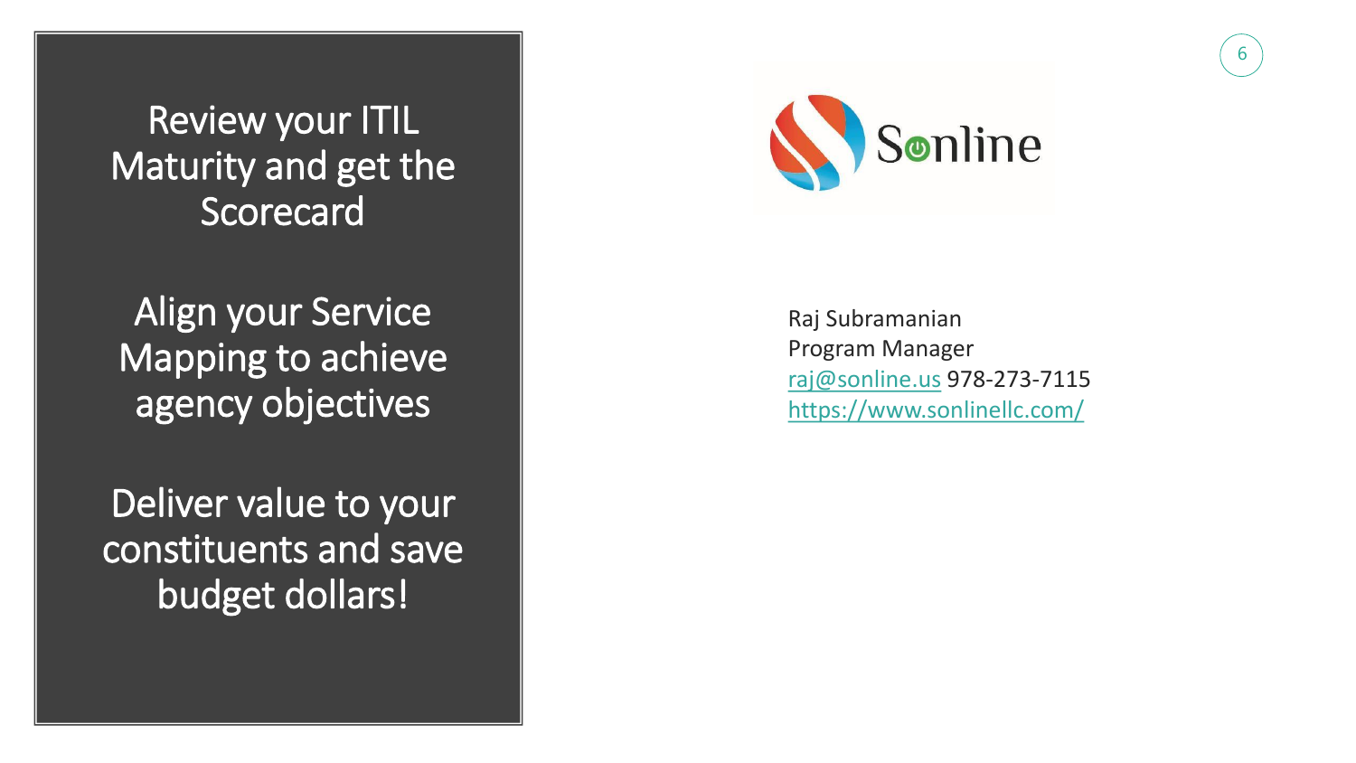Review your ITIL Maturity and get the Scorecard

Align your Service Mapping to achieve agency objectives

Deliver value to your constituents and save budget dollars!

Sonline

Raj Subramanian
Program Manager
raj@sonline.us 978-273-7115
https://www.sonlinellc.com/